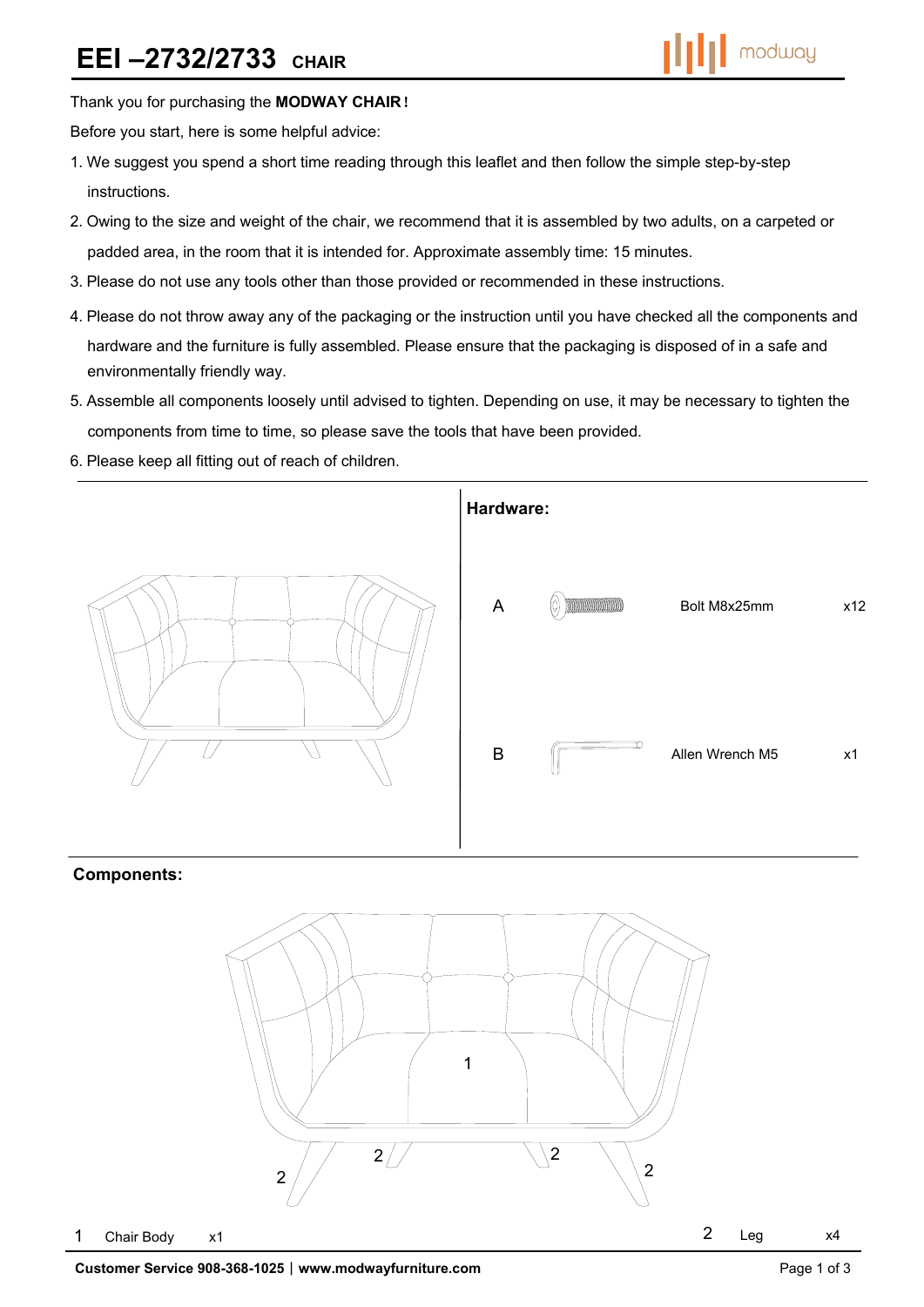# EEI –2732/2733 CHAIR

Thank you for purchasing the **MODWAY CHAIR!**

Before you start, here is some helpful advice:

1. We suggest you spend a short time reading through this leaflet and then follow the simple step-by-step instructions.
2. Owing to the size and weight of the chair, we recommend that it is assembled by two adults, on a carpeted or padded area, in the room that it is intended for. Approximate assembly time: 15 minutes.
3. Please do not use any tools other than those provided or recommended in these instructions.
4. Please do not throw away any of the packaging or the instruction until you have checked all the components and hardware and the furniture is fully assembled. Please ensure that the packaging is disposed of in a safe and environmentally friendly way.
5. Assemble all components loosely until advised to tighten. Depending on use, it may be necessary to tighten the components from time to time, so please save the tools that have been provided.
6. Please keep all fitting out of reach of children.

## Hardware:

| | Description | Qty |
|---|---|---|
| A | Bolt M8x25mm | x12 |
| B | Allen Wrench M5 | x1 |

## Components:

| | Description | Qty |
|---|---|---|
| 1 | Chair Body | x1 |
| 2 | Leg | x4 |

**Customer Service 908-368-1025 | www.modwayfurniture.com**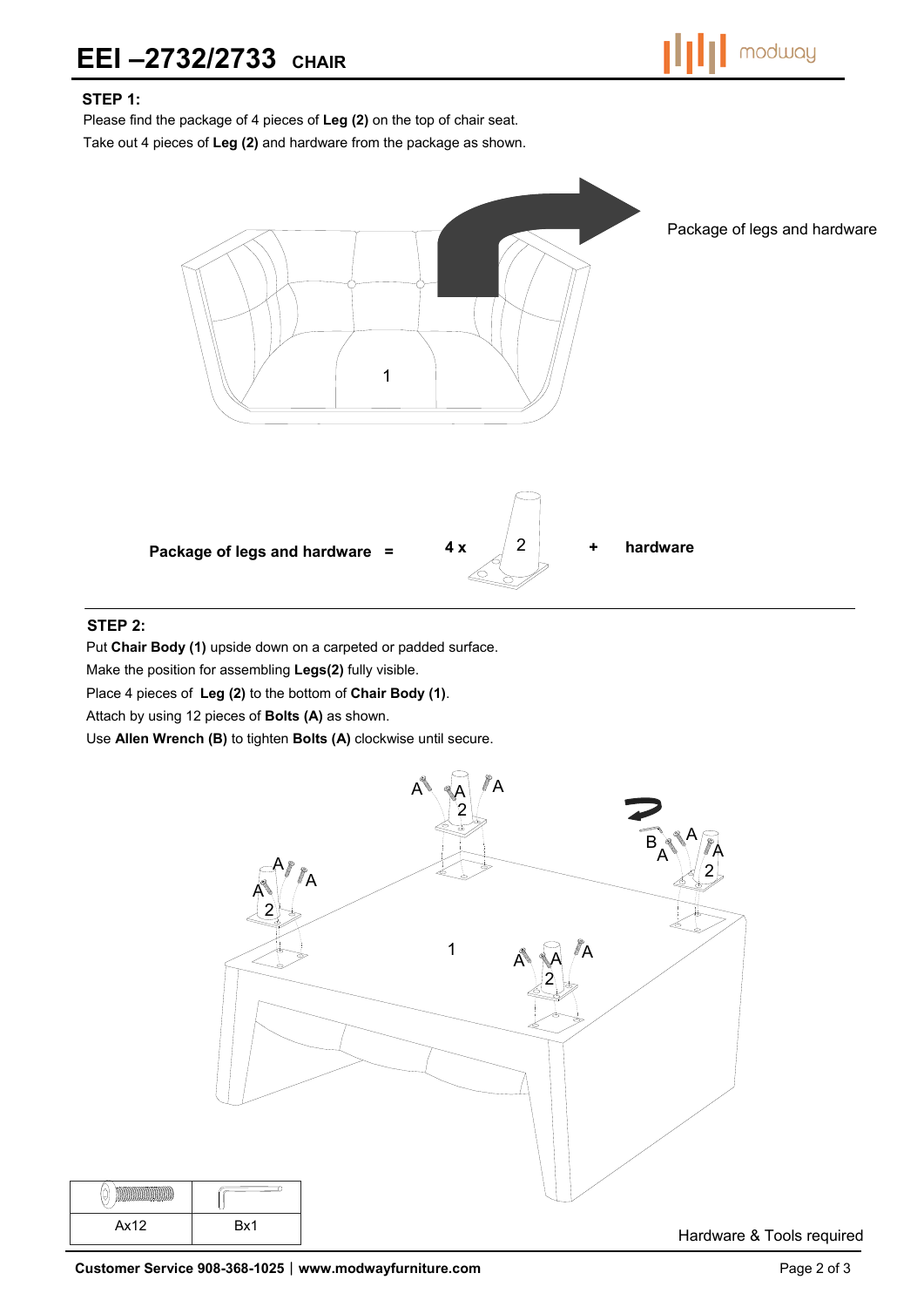# EEI –2732/2733 CHAIR

### STEP 1:

Please find the package of 4 pieces of **Leg (2)** on the top of chair seat.
Take out 4 pieces of **Leg (2)** and hardware from the package as shown.

Package of legs and hardware

**Package of legs and hardware =** **4 x** 2 **+** **hardware**

### STEP 2:

Put **Chair Body (1)** upside down on a carpeted or padded surface.
Make the position for assembling **Legs(2)** fully visible.
Place 4 pieces of **Leg (2)** to the bottom of **Chair Body (1)**.
Attach by using 12 pieces of **Bolts (A)** as shown.
Use **Allen Wrench (B)** to tighten **Bolts (A)** clockwise until secure.

| | |
|---|---|
| Ax12 | Bx1 |

Hardware & Tools required

**Customer Service 908-368-1025 | www.modwayfurniture.com**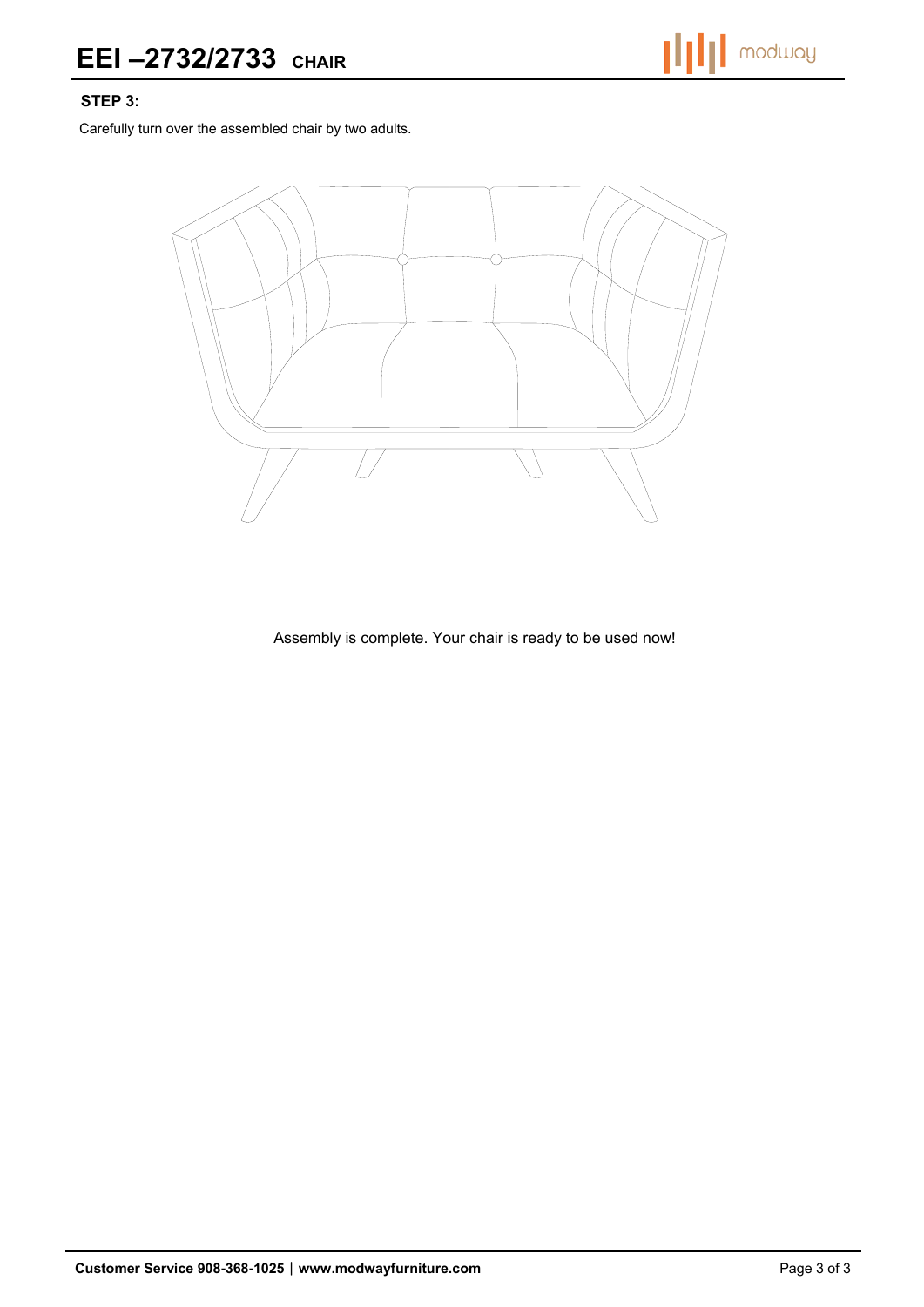# EEI –2732/2733 CHAIR

**STEP 3:**

Carefully turn over the assembled chair by two adults.

Assembly is complete. Your chair is ready to be used now!

**Customer Service 908-368-1025 | www.modwayfurniture.com**